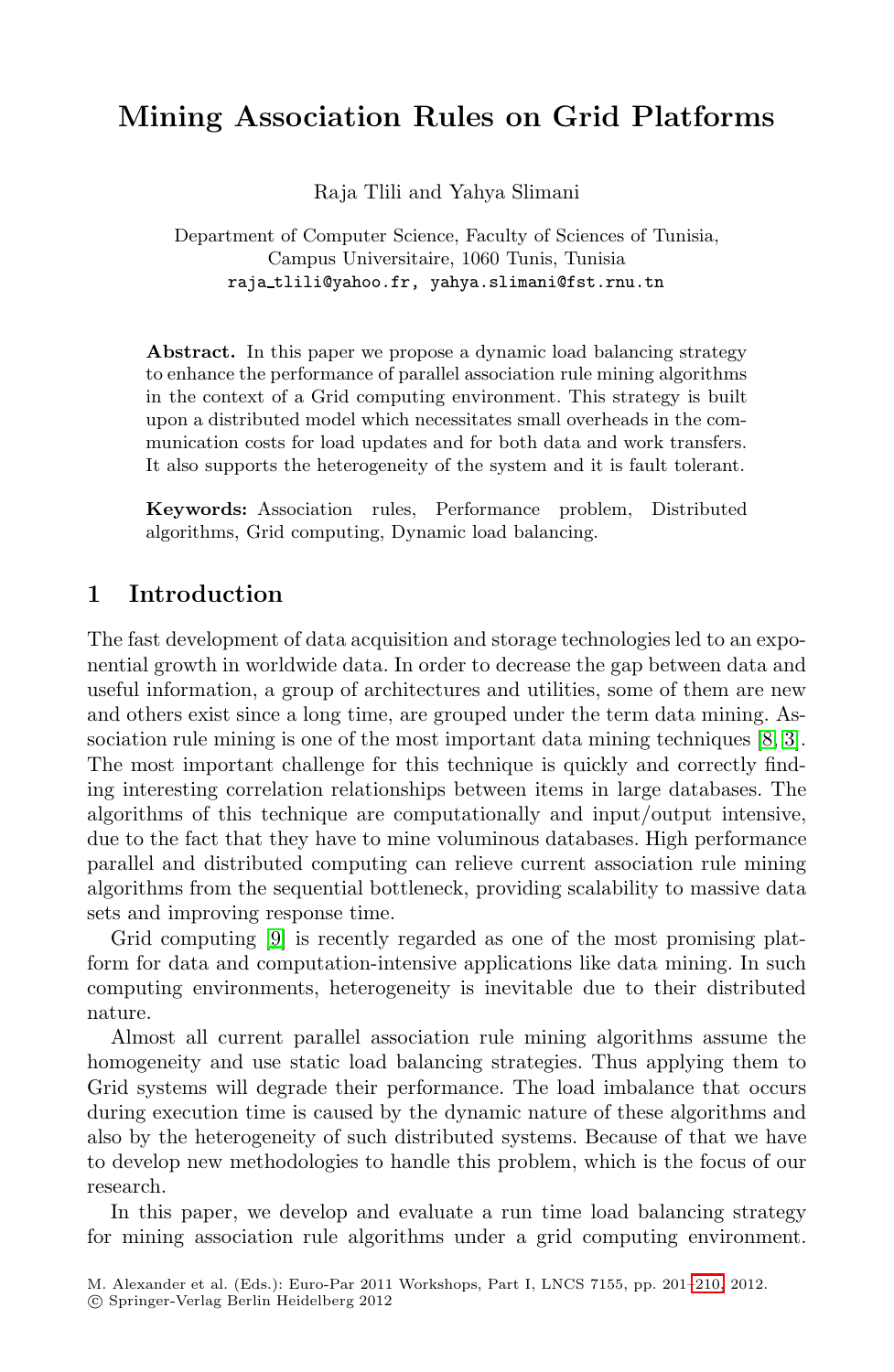# Mining Association Rules on Grid Platforms

Raja Tlili and Yahya Slimani

Department of Computer Science, Faculty of Sciences of Tunisia,
Campus Universitaire, 1060 Tunis, Tunisia
raja_tlili@yahoo.fr, yahya.slimani@fst.rnu.tn

**Abstract.** In this paper we propose a dynamic load balancing strategy to enhance the performance of parallel association rule mining algorithms in the context of a Grid computing environment. This strategy is built upon a distributed model which necessitates small overheads in the communication costs for load updates and for both data and work transfers. It also supports the heterogeneity of the system and it is fault tolerant.

**Keywords:** Association rules, Performance problem, Distributed algorithms, Grid computing, Dynamic load balancing.

## 1 Introduction

The fast development of data acquisition and storage technologies led to an exponential growth in worldwide data. In order to decrease the gap between data and useful information, a group of architectures and utilities, some of them are new and others exist since a long time, are grouped under the term data mining. Association rule mining is one of the most important data mining techniques [8, 3]. The most important challenge for this technique is quickly and correctly finding interesting correlation relationships between items in large databases. The algorithms of this technique are computationally and input/output intensive, due to the fact that they have to mine voluminous databases. High performance parallel and distributed computing can relieve current association rule mining algorithms from the sequential bottleneck, providing scalability to massive data sets and improving response time.

Grid computing [9] is recently regarded as one of the most promising platform for data and computation-intensive applications like data mining. In such computing environments, heterogeneity is inevitable due to their distributed nature.

Almost all current parallel association rule mining algorithms assume the homogeneity and use static load balancing strategies. Thus applying them to Grid systems will degrade their performance. The load imbalance that occurs during execution time is caused by the dynamic nature of these algorithms and also by the heterogeneity of such distributed systems. Because of that we have to develop new methodologies to handle this problem, which is the focus of our research.

In this paper, we develop and evaluate a run time load balancing strategy for mining association rule algorithms under a grid computing environment.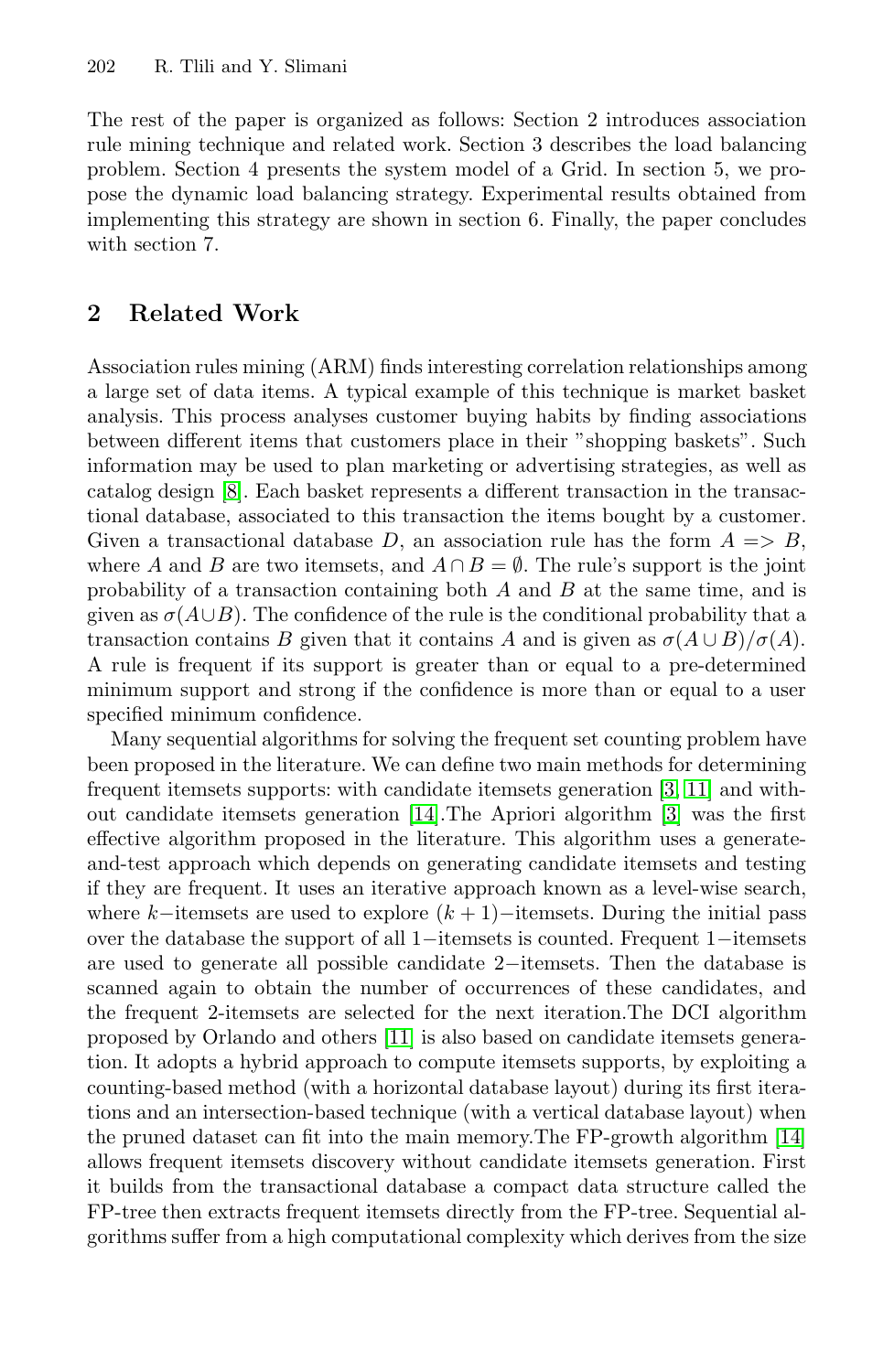The rest of the paper is organized as follows: Section 2 introduces association rule mining technique and related work. Section 3 describes the load balancing problem. Section 4 presents the system model of a Grid. In section 5, we propose the dynamic load balancing strategy. Experimental results obtained from implementing this strategy are shown in section 6. Finally, the paper concludes with section 7.

## 2 Related Work

Association rules mining (ARM) finds interesting correlation relationships among a large set of data items. A typical example of this technique is market basket analysis. This process analyses customer buying habits by finding associations between different items that customers place in their "shopping baskets". Such information may be used to plan marketing or advertising strategies, as well as catalog design [8]. Each basket represents a different transaction in the transactional database, associated to this transaction the items bought by a customer. Given a transactional database $D$, an association rule has the form $A => B$, where $A$ and $B$ are two itemsets, and $A \cap B = \emptyset$. The rule's support is the joint probability of a transaction containing both $A$ and $B$ at the same time, and is given as $\sigma(A \cup B)$. The confidence of the rule is the conditional probability that a transaction contains $B$ given that it contains $A$ and is given as $\sigma(A \cup B)/\sigma(A)$. A rule is frequent if its support is greater than or equal to a pre-determined minimum support and strong if the confidence is more than or equal to a user specified minimum confidence.

Many sequential algorithms for solving the frequent set counting problem have been proposed in the literature. We can define two main methods for determining frequent itemsets supports: with candidate itemsets generation [3] [11] and without candidate itemsets generation [14].The Apriori algorithm [3] was the first effective algorithm proposed in the literature. This algorithm uses a generate-and-test approach which depends on generating candidate itemsets and testing if they are frequent. It uses an iterative approach known as a level-wise search, where $k-$itemsets are used to explore $(k+1)-$itemsets. During the initial pass over the database the support of all $1-$itemsets is counted. Frequent $1-$itemsets are used to generate all possible candidate $2-$itemsets. Then the database is scanned again to obtain the number of occurrences of these candidates, and the frequent 2-itemsets are selected for the next iteration.The DCI algorithm proposed by Orlando and others [11] is also based on candidate itemsets generation. It adopts a hybrid approach to compute itemsets supports, by exploiting a counting-based method (with a horizontal database layout) during its first iterations and an intersection-based technique (with a vertical database layout) when the pruned dataset can fit into the main memory.The FP-growth algorithm [14] allows frequent itemsets discovery without candidate itemsets generation. First it builds from the transactional database a compact data structure called the FP-tree then extracts frequent itemsets directly from the FP-tree. Sequential algorithms suffer from a high computational complexity which derives from the size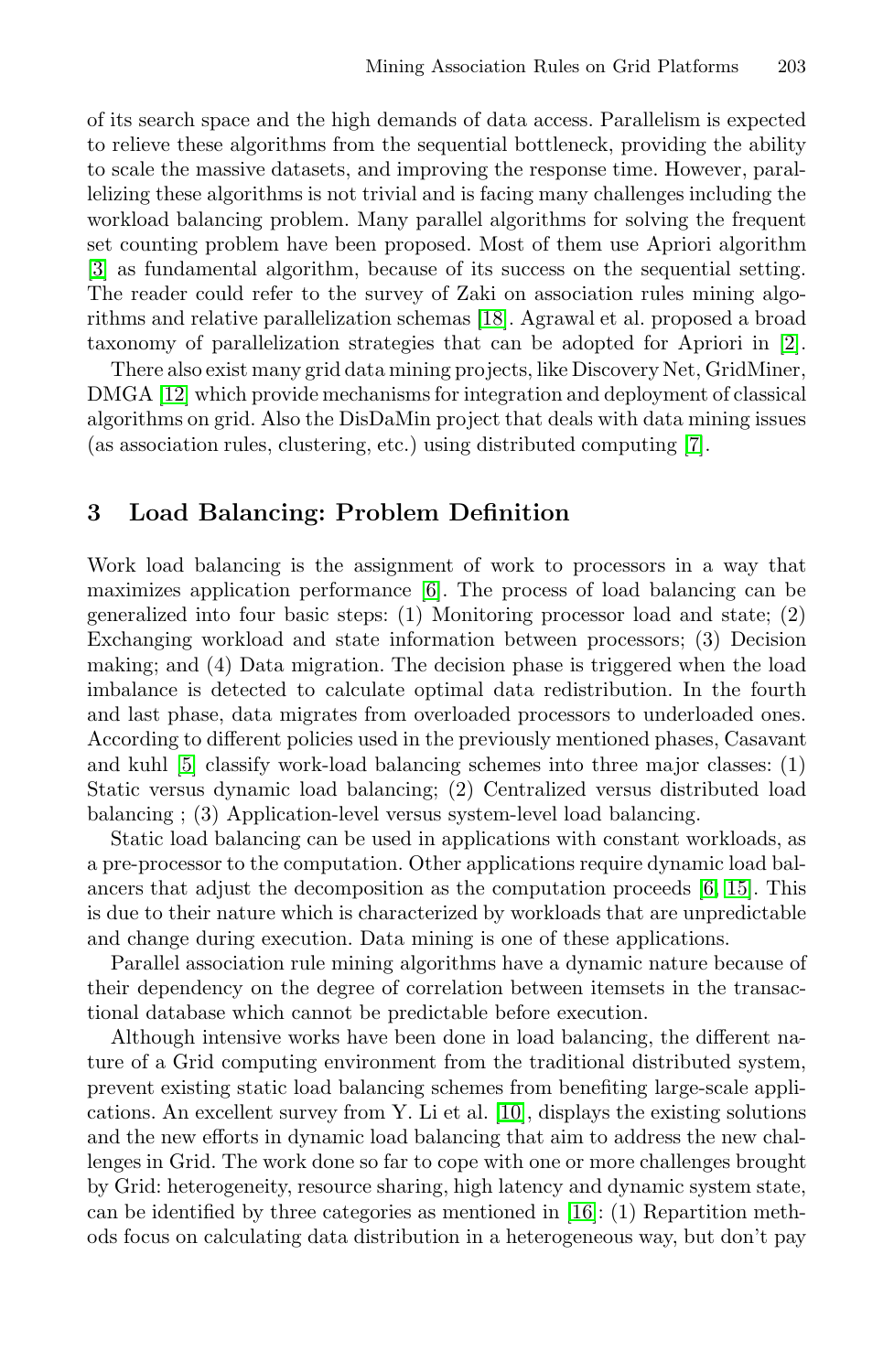of its search space and the high demands of data access. Parallelism is expected to relieve these algorithms from the sequential bottleneck, providing the ability to scale the massive datasets, and improving the response time. However, parallelizing these algorithms is not trivial and is facing many challenges including the workload balancing problem. Many parallel algorithms for solving the frequent set counting problem have been proposed. Most of them use Apriori algorithm [3] as fundamental algorithm, because of its success on the sequential setting. The reader could refer to the survey of Zaki on association rules mining algorithms and relative parallelization schemas [18]. Agrawal et al. proposed a broad taxonomy of parallelization strategies that can be adopted for Apriori in [2].

There also exist many grid data mining projects, like Discovery Net, GridMiner, DMGA [12] which provide mechanisms for integration and deployment of classical algorithms on grid. Also the DisDaMin project that deals with data mining issues (as association rules, clustering, etc.) using distributed computing [7].

## 3 Load Balancing: Problem Definition

Work load balancing is the assignment of work to processors in a way that maximizes application performance [6]. The process of load balancing can be generalized into four basic steps: (1) Monitoring processor load and state; (2) Exchanging workload and state information between processors; (3) Decision making; and (4) Data migration. The decision phase is triggered when the load imbalance is detected to calculate optimal data redistribution. In the fourth and last phase, data migrates from overloaded processors to underloaded ones. According to different policies used in the previously mentioned phases, Casavant and kuhl [5] classify work-load balancing schemes into three major classes: (1) Static versus dynamic load balancing; (2) Centralized versus distributed load balancing ; (3) Application-level versus system-level load balancing.

Static load balancing can be used in applications with constant workloads, as a pre-processor to the computation. Other applications require dynamic load balancers that adjust the decomposition as the computation proceeds [6, 15]. This is due to their nature which is characterized by workloads that are unpredictable and change during execution. Data mining is one of these applications.

Parallel association rule mining algorithms have a dynamic nature because of their dependency on the degree of correlation between itemsets in the transactional database which cannot be predictable before execution.

Although intensive works have been done in load balancing, the different nature of a Grid computing environment from the traditional distributed system, prevent existing static load balancing schemes from benefiting large-scale applications. An excellent survey from Y. Li et al. [10], displays the existing solutions and the new efforts in dynamic load balancing that aim to address the new challenges in Grid. The work done so far to cope with one or more challenges brought by Grid: heterogeneity, resource sharing, high latency and dynamic system state, can be identified by three categories as mentioned in [16]: (1) Repartition methods focus on calculating data distribution in a heterogeneous way, but don't pay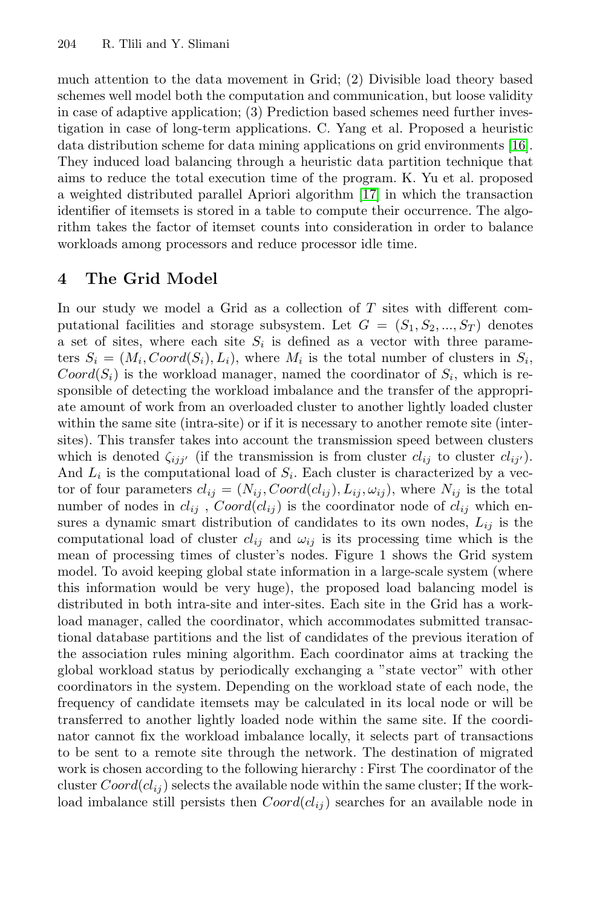much attention to the data movement in Grid; (2) Divisible load theory based schemes well model both the computation and communication, but loose validity in case of adaptive application; (3) Prediction based schemes need further investigation in case of long-term applications. C. Yang et al. Proposed a heuristic data distribution scheme for data mining applications on grid environments [16]. They induced load balancing through a heuristic data partition technique that aims to reduce the total execution time of the program. K. Yu et al. proposed a weighted distributed parallel Apriori algorithm [17] in which the transaction identifier of itemsets is stored in a table to compute their occurrence. The algorithm takes the factor of itemset counts into consideration in order to balance workloads among processors and reduce processor idle time.

## 4 The Grid Model

In our study we model a Grid as a collection of $T$ sites with different computational facilities and storage subsystem. Let $G = (S_1, S_2, ..., S_T)$ denotes a set of sites, where each site $S_i$ is defined as a vector with three parameters $S_i = (M_i, Coord(S_i), L_i)$, where $M_i$ is the total number of clusters in $S_i$, $Coord(S_i)$ is the workload manager, named the coordinator of $S_i$, which is responsible of detecting the workload imbalance and the transfer of the appropriate amount of work from an overloaded cluster to another lightly loaded cluster within the same site (intra-site) or if it is necessary to another remote site (inter-sites). This transfer takes into account the transmission speed between clusters which is denoted $\zeta_{ijj'}$ (if the transmission is from cluster $cl_{ij}$ to cluster $cl_{ij'}$). And $L_i$ is the computational load of $S_i$. Each cluster is characterized by a vector of four parameters $cl_{ij} = (N_{ij}, Coord(cl_{ij}), L_{ij}, \omega_{ij})$, where $N_{ij}$ is the total number of nodes in $cl_{ij}$ , $Coord(cl_{ij})$ is the coordinator node of $cl_{ij}$ which ensures a dynamic smart distribution of candidates to its own nodes, $L_{ij}$ is the computational load of cluster $cl_{ij}$ and $\omega_{ij}$ is its processing time which is the mean of processing times of cluster's nodes. Figure 1 shows the Grid system model. To avoid keeping global state information in a large-scale system (where this information would be very huge), the proposed load balancing model is distributed in both intra-site and inter-sites. Each site in the Grid has a workload manager, called the coordinator, which accommodates submitted transactional database partitions and the list of candidates of the previous iteration of the association rules mining algorithm. Each coordinator aims at tracking the global workload status by periodically exchanging a "state vector" with other coordinators in the system. Depending on the workload state of each node, the frequency of candidate itemsets may be calculated in its local node or will be transferred to another lightly loaded node within the same site. If the coordinator cannot fix the workload imbalance locally, it selects part of transactions to be sent to a remote site through the network. The destination of migrated work is chosen according to the following hierarchy : First The coordinator of the cluster $Coord(cl_{ij})$ selects the available node within the same cluster; If the workload imbalance still persists then $Coord(cl_{ij})$ searches for an available node in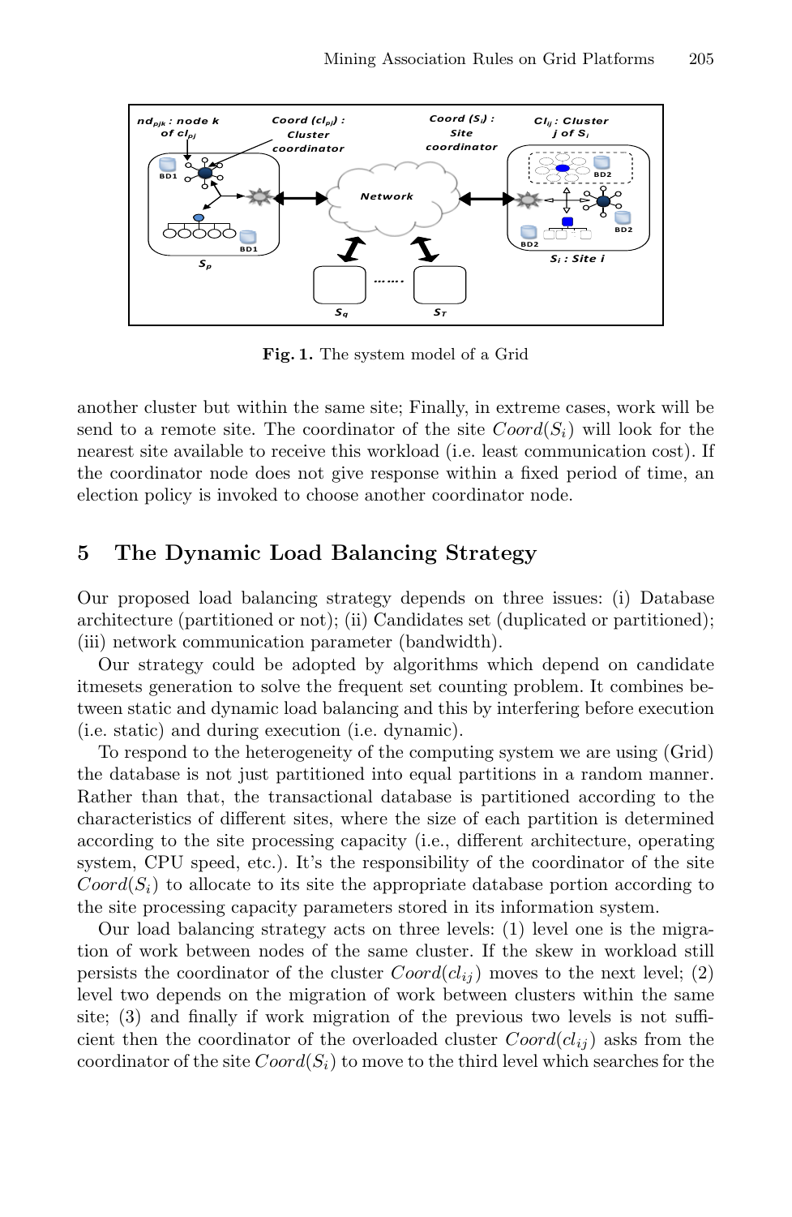Fig. 1. The system model of a Grid

another cluster but within the same site; Finally, in extreme cases, work will be send to a remote site. The coordinator of the site $Coord(S_i)$ will look for the nearest site available to receive this workload (i.e. least communication cost). If the coordinator node does not give response within a fixed period of time, an election policy is invoked to choose another coordinator node.

## 5 The Dynamic Load Balancing Strategy

Our proposed load balancing strategy depends on three issues: (i) Database architecture (partitioned or not); (ii) Candidates set (duplicated or partitioned); (iii) network communication parameter (bandwidth).

Our strategy could be adopted by algorithms which depend on candidate itmesets generation to solve the frequent set counting problem. It combines between static and dynamic load balancing and this by interfering before execution (i.e. static) and during execution (i.e. dynamic).

To respond to the heterogeneity of the computing system we are using (Grid) the database is not just partitioned into equal partitions in a random manner. Rather than that, the transactional database is partitioned according to the characteristics of different sites, where the size of each partition is determined according to the site processing capacity (i.e., different architecture, operating system, CPU speed, etc.). It's the responsibility of the coordinator of the site $Coord(S_i)$ to allocate to its site the appropriate database portion according to the site processing capacity parameters stored in its information system.

Our load balancing strategy acts on three levels: (1) level one is the migration of work between nodes of the same cluster. If the skew in workload still persists the coordinator of the cluster $Coord(cl_{ij})$ moves to the next level; (2) level two depends on the migration of work between clusters within the same site; (3) and finally if work migration of the previous two levels is not sufficient then the coordinator of the overloaded cluster $Coord(cl_{ij})$ asks from the coordinator of the site $Coord(S_i)$ to move to the third level which searches for the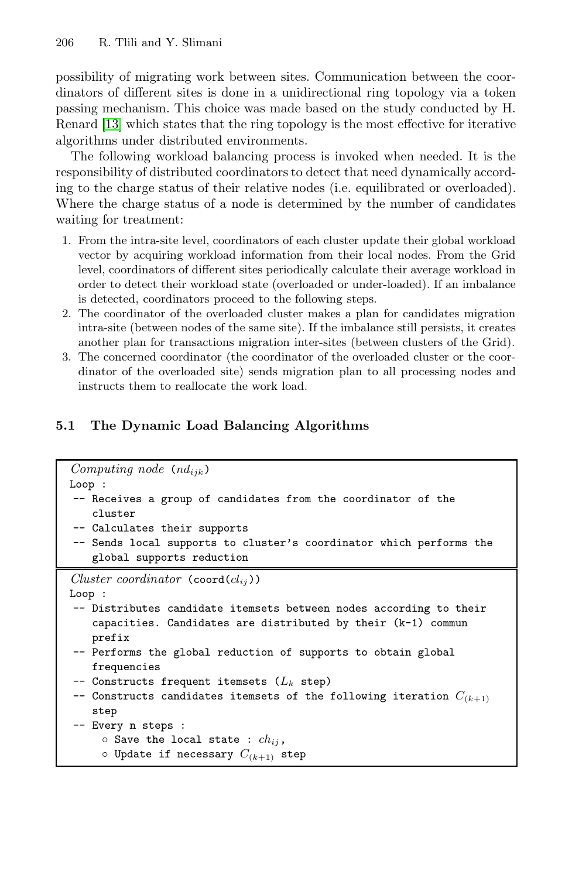possibility of migrating work between sites. Communication between the coordinators of different sites is done in a unidirectional ring topology via a token passing mechanism. This choice was made based on the study conducted by H. Renard [13] which states that the ring topology is the most effective for iterative algorithms under distributed environments.

The following workload balancing process is invoked when needed. It is the responsibility of distributed coordinators to detect that need dynamically according to the charge status of their relative nodes (i.e. equilibrated or overloaded). Where the charge status of a node is determined by the number of candidates waiting for treatment:

1. From the intra-site level, coordinators of each cluster update their global workload vector by acquiring workload information from their local nodes. From the Grid level, coordinators of different sites periodically calculate their average workload in order to detect their workload state (overloaded or under-loaded). If an imbalance is detected, coordinators proceed to the following steps.
2. The coordinator of the overloaded cluster makes a plan for candidates migration intra-site (between nodes of the same site). If the imbalance still persists, it creates another plan for transactions migration inter-sites (between clusters of the Grid).
3. The concerned coordinator (the coordinator of the overloaded cluster or the coordinator of the overloaded site) sends migration plan to all processing nodes and instructs them to reallocate the work load.

### 5.1 The Dynamic Load Balancing Algorithms

*Computing node* ($nd_{ijk}$)

```
Loop :
 -- Receives a group of candidates from the coordinator of the
    cluster
 -- Calculates their supports
 -- Sends local supports to cluster's coordinator which performs the
    global supports reduction
```

*Cluster coordinator* (coord($cl_{ij}$))

```
Loop :
 -- Distributes candidate itemsets between nodes according to their
    capacities. Candidates are distributed by their (k-1) commun
    prefix
 -- Performs the global reduction of supports to obtain global
    frequencies
 -- Constructs frequent itemsets (L_k step)
 -- Constructs candidates itemsets of the following iteration C_(k+1)
    step
 -- Every n steps :
      ○ Save the local state : ch_ij,
      ○ Update if necessary C_(k+1) step
```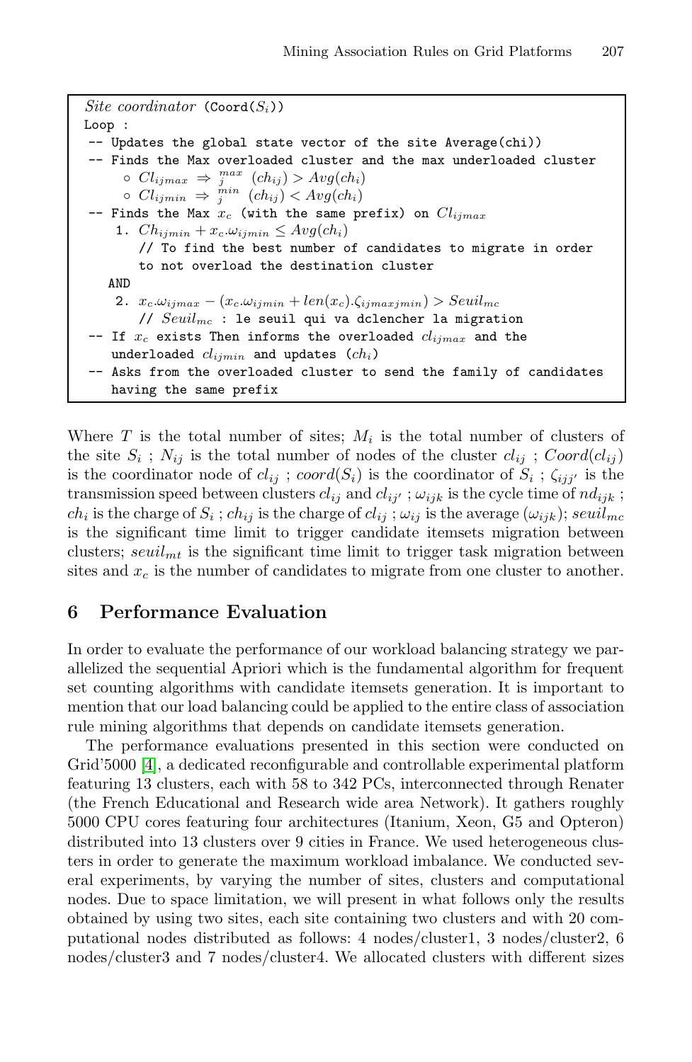```
Site coordinator (Coord(S_i))
Loop :
 -- Updates the global state vector of the site Average(chi))
 -- Finds the Max overloaded cluster and the max underloaded cluster
      ◦ Cl_ijmax ⇒ max_j (ch_ij) > Avg(ch_i)
      ◦ Cl_ijmin ⇒ min_j (ch_ij) < Avg(ch_i)
 -- Finds the Max x_c (with the same prefix) on Cl_ijmax
     1. Ch_ijmin + x_c.ω_ijmin ≤ Avg(ch_i)
        // To find the best number of candidates to migrate in order
        to not overload the destination cluster
    AND
     2. x_c.ω_ijmax − (x_c.ω_ijmin + len(x_c).ζ_ijmaxjmin) > Seuil_mc
        // Seuil_mc : le seuil qui va dclencher la migration
 -- If x_c exists Then informs the overloaded cl_ijmax and the
    underloaded cl_ijmin and updates (ch_i)
 -- Asks from the overloaded cluster to send the family of candidates
    having the same prefix
```

Where $T$ is the total number of sites; $M_i$ is the total number of clusters of the site $S_i$ ; $N_{ij}$ is the total number of nodes of the cluster $cl_{ij}$ ; $Coord(cl_{ij})$ is the coordinator node of $cl_{ij}$ ; $coord(S_i)$ is the coordinator of $S_i$ ; $\zeta_{ijj'}$ is the transmission speed between clusters $cl_{ij}$ and $cl_{ij'}$ ; $\omega_{ijk}$ is the cycle time of $nd_{ijk}$ ; $ch_i$ is the charge of $S_i$ ; $ch_{ij}$ is the charge of $cl_{ij}$ ; $\omega_{ij}$ is the average $(\omega_{ijk})$; $seuil_{mc}$ is the significant time limit to trigger candidate itemsets migration between clusters; $seuil_{mt}$ is the significant time limit to trigger task migration between sites and $x_c$ is the number of candidates to migrate from one cluster to another.

## 6 Performance Evaluation

In order to evaluate the performance of our workload balancing strategy we parallelized the sequential Apriori which is the fundamental algorithm for frequent set counting algorithms with candidate itemsets generation. It is important to mention that our load balancing could be applied to the entire class of association rule mining algorithms that depends on candidate itemsets generation.

The performance evaluations presented in this section were conducted on Grid'5000 [4], a dedicated reconfigurable and controllable experimental platform featuring 13 clusters, each with 58 to 342 PCs, interconnected through Renater (the French Educational and Research wide area Network). It gathers roughly 5000 CPU cores featuring four architectures (Itanium, Xeon, G5 and Opteron) distributed into 13 clusters over 9 cities in France. We used heterogeneous clusters in order to generate the maximum workload imbalance. We conducted several experiments, by varying the number of sites, clusters and computational nodes. Due to space limitation, we will present in what follows only the results obtained by using two sites, each site containing two clusters and with 20 computational nodes distributed as follows: 4 nodes/cluster1, 3 nodes/cluster2, 6 nodes/cluster3 and 7 nodes/cluster4. We allocated clusters with different sizes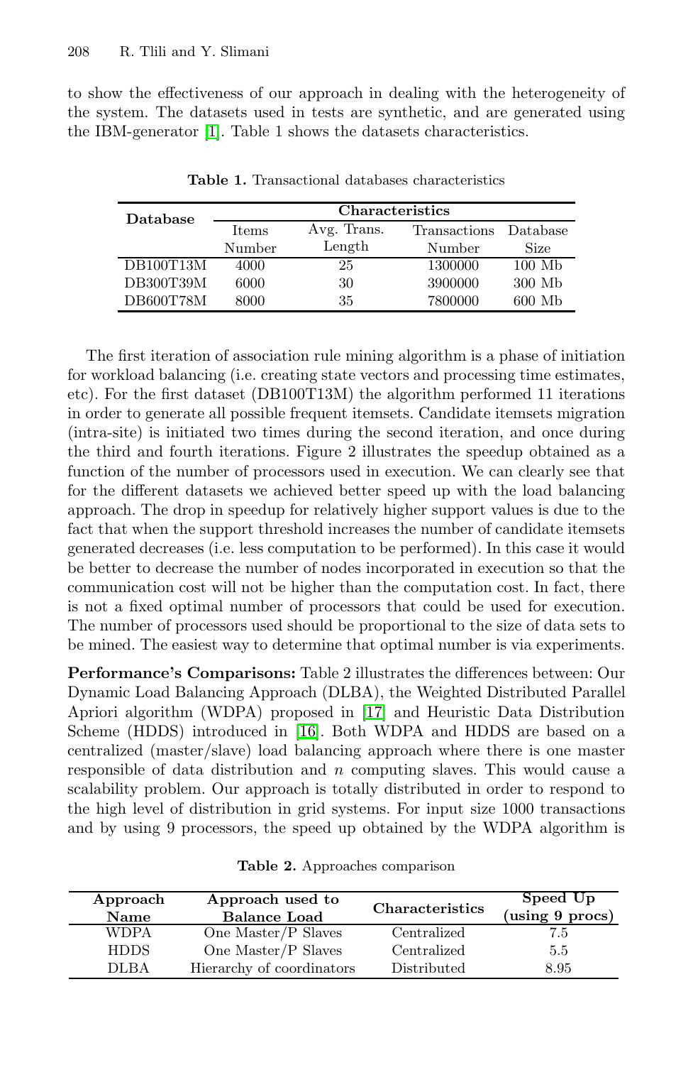to show the effectiveness of our approach in dealing with the heterogeneity of the system. The datasets used in tests are synthetic, and are generated using the IBM-generator [1]. Table 1 shows the datasets characteristics.

**Table 1.** Transactional databases characteristics

| Database | Characteristics | | | |
|---|---|---|---|---|
| | Items Number | Avg. Trans. Length | Transactions Number | Database Size |
| DB100T13M | 4000 | 25 | 1300000 | 100 Mb |
| DB300T39M | 6000 | 30 | 3900000 | 300 Mb |
| DB600T78M | 8000 | 35 | 7800000 | 600 Mb |

The first iteration of association rule mining algorithm is a phase of initiation for workload balancing (i.e. creating state vectors and processing time estimates, etc). For the first dataset (DB100T13M) the algorithm performed 11 iterations in order to generate all possible frequent itemsets. Candidate itemsets migration (intra-site) is initiated two times during the second iteration, and once during the third and fourth iterations. Figure 2 illustrates the speedup obtained as a function of the number of processors used in execution. We can clearly see that for the different datasets we achieved better speed up with the load balancing approach. The drop in speedup for relatively higher support values is due to the fact that when the support threshold increases the number of candidate itemsets generated decreases (i.e. less computation to be performed). In this case it would be better to decrease the number of nodes incorporated in execution so that the communication cost will not be higher than the computation cost. In fact, there is not a fixed optimal number of processors that could be used for execution. The number of processors used should be proportional to the size of data sets to be mined. The easiest way to determine that optimal number is via experiments.

**Performance's Comparisons:** Table 2 illustrates the differences between: Our Dynamic Load Balancing Approach (DLBA), the Weighted Distributed Parallel Apriori algorithm (WDPA) proposed in [17] and Heuristic Data Distribution Scheme (HDDS) introduced in [16]. Both WDPA and HDDS are based on a centralized (master/slave) load balancing approach where there is one master responsible of data distribution and $n$ computing slaves. This would cause a scalability problem. Our approach is totally distributed in order to respond to the high level of distribution in grid systems. For input size 1000 transactions and by using 9 processors, the speed up obtained by the WDPA algorithm is

**Table 2.** Approaches comparison

| Approach Name | Approach used to Balance Load | Characteristics | Speed Up (using 9 procs) |
|---|---|---|---|
| WDPA | One Master/P Slaves | Centralized | 7.5 |
| HDDS | One Master/P Slaves | Centralized | 5.5 |
| DLBA | Hierarchy of coordinators | Distributed | 8.95 |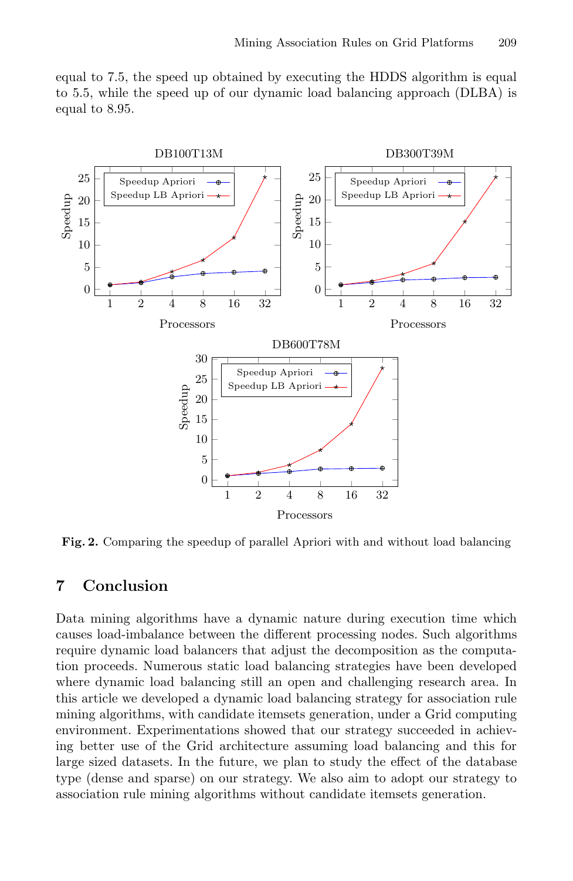equal to 7.5, the speed up obtained by executing the HDDS algorithm is equal to 5.5, while the speed up of our dynamic load balancing approach (DLBA) is equal to 8.95.

**Fig. 2.** Comparing the speedup of parallel Apriori with and without load balancing

## 7 Conclusion

Data mining algorithms have a dynamic nature during execution time which causes load-imbalance between the different processing nodes. Such algorithms require dynamic load balancers that adjust the decomposition as the computation proceeds. Numerous static load balancing strategies have been developed where dynamic load balancing still an open and challenging research area. In this article we developed a dynamic load balancing strategy for association rule mining algorithms, with candidate itemsets generation, under a Grid computing environment. Experimentations showed that our strategy succeeded in achieving better use of the Grid architecture assuming load balancing and this for large sized datasets. In the future, we plan to study the effect of the database type (dense and sparse) on our strategy. We also aim to adopt our strategy to association rule mining algorithms without candidate itemsets generation.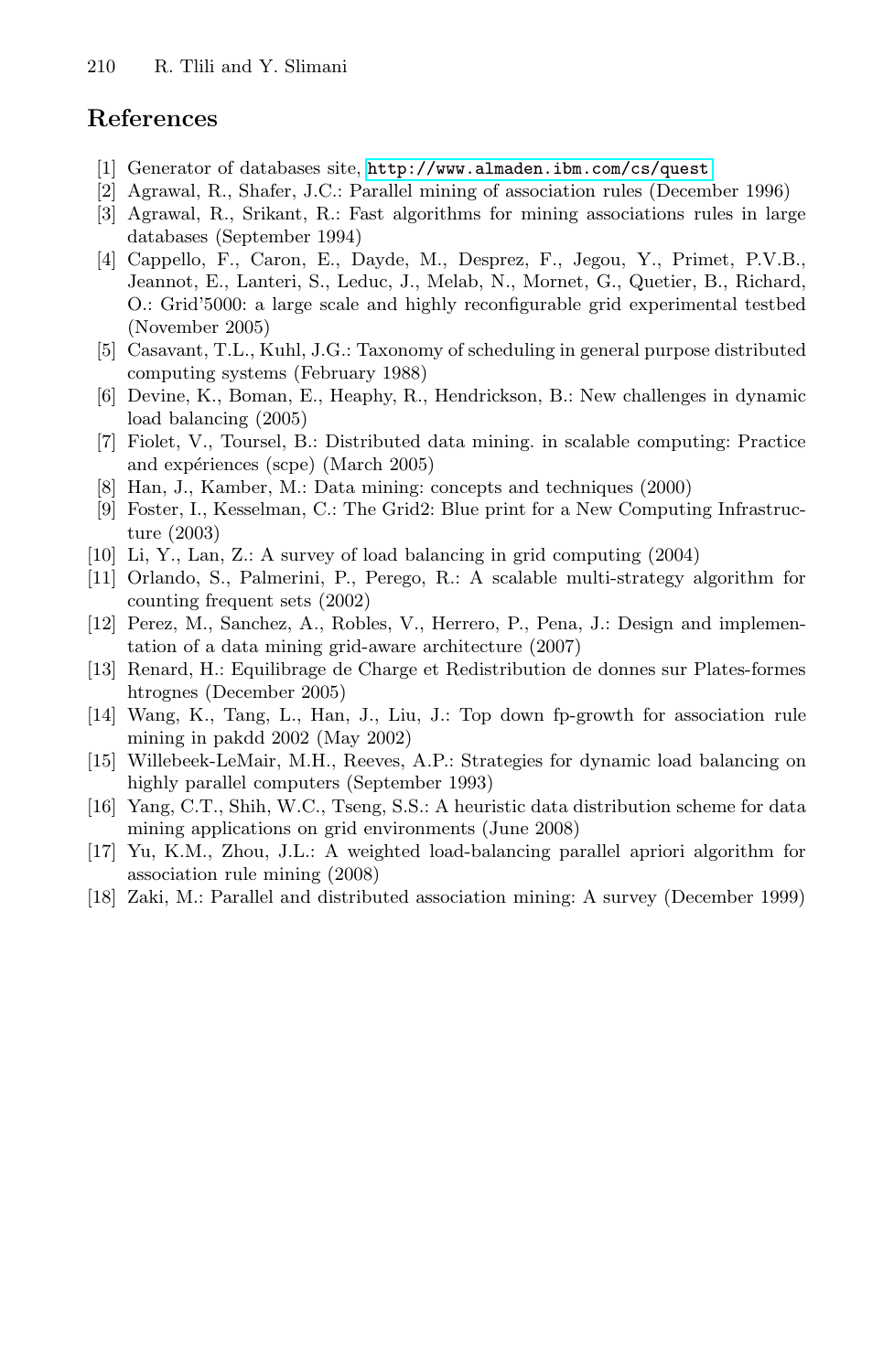## References

[1] Generator of databases site, http://www.almaden.ibm.com/cs/quest

[2] Agrawal, R., Shafer, J.C.: Parallel mining of association rules (December 1996)

[3] Agrawal, R., Srikant, R.: Fast algorithms for mining associations rules in large databases (September 1994)

[4] Cappello, F., Caron, E., Dayde, M., Desprez, F., Jegou, Y., Primet, P.V.B., Jeannot, E., Lanteri, S., Leduc, J., Melab, N., Mornet, G., Quetier, B., Richard, O.: Grid'5000: a large scale and highly reconfigurable grid experimental testbed (November 2005)

[5] Casavant, T.L., Kuhl, J.G.: Taxonomy of scheduling in general purpose distributed computing systems (February 1988)

[6] Devine, K., Boman, E., Heaphy, R., Hendrickson, B.: New challenges in dynamic load balancing (2005)

[7] Fiolet, V., Toursel, B.: Distributed data mining. in scalable computing: Practice and expériences (scpe) (March 2005)

[8] Han, J., Kamber, M.: Data mining: concepts and techniques (2000)

[9] Foster, I., Kesselman, C.: The Grid2: Blue print for a New Computing Infrastructure (2003)

[10] Li, Y., Lan, Z.: A survey of load balancing in grid computing (2004)

[11] Orlando, S., Palmerini, P., Perego, R.: A scalable multi-strategy algorithm for counting frequent sets (2002)

[12] Perez, M., Sanchez, A., Robles, V., Herrero, P., Pena, J.: Design and implementation of a data mining grid-aware architecture (2007)

[13] Renard, H.: Equilibrage de Charge et Redistribution de donnes sur Plates-formes htrognes (December 2005)

[14] Wang, K., Tang, L., Han, J., Liu, J.: Top down fp-growth for association rule mining in pakdd 2002 (May 2002)

[15] Willebeek-LeMair, M.H., Reeves, A.P.: Strategies for dynamic load balancing on highly parallel computers (September 1993)

[16] Yang, C.T., Shih, W.C., Tseng, S.S.: A heuristic data distribution scheme for data mining applications on grid environments (June 2008)

[17] Yu, K.M., Zhou, J.L.: A weighted load-balancing parallel apriori algorithm for association rule mining (2008)

[18] Zaki, M.: Parallel and distributed association mining: A survey (December 1999)